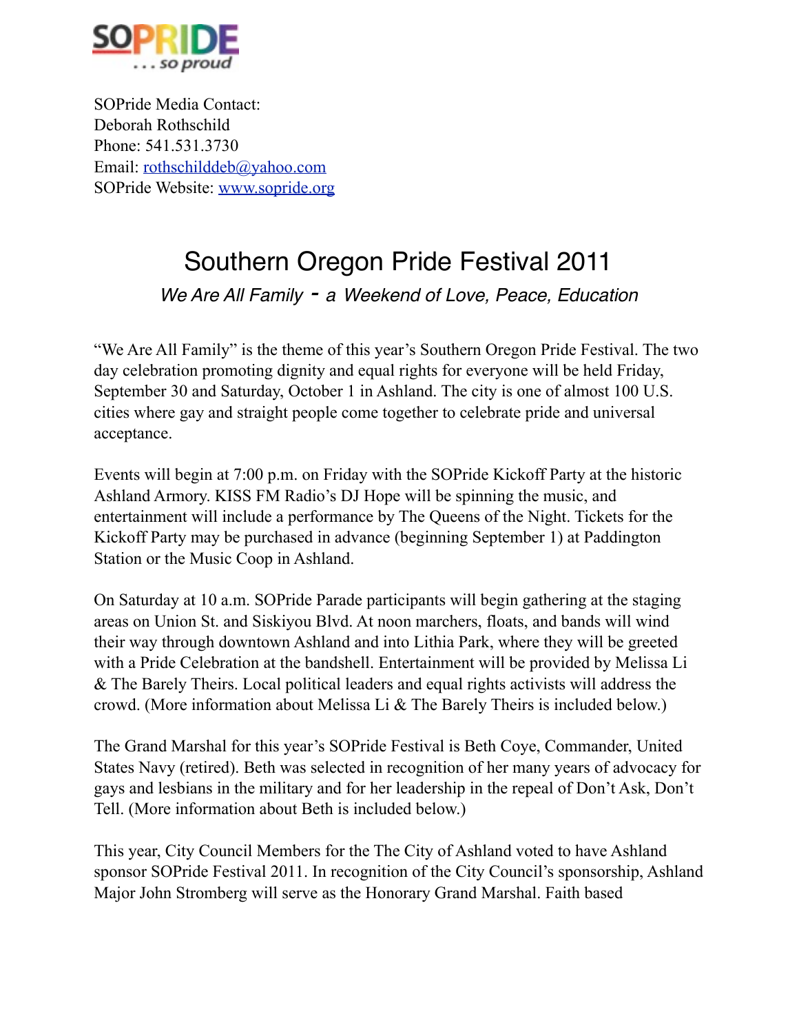SOPRIDE
. . . so proud

SOPride Media Contact:
Deborah Rothschild
Phone: 541.531.3730
Email: rothschilddeb@yahoo.com
SOPride Website: www.sopride.org

# Southern Oregon Pride Festival 2011

*We Are All Family - a Weekend of Love, Peace, Education*

"We Are All Family" is the theme of this year's Southern Oregon Pride Festival. The two day celebration promoting dignity and equal rights for everyone will be held Friday, September 30 and Saturday, October 1 in Ashland. The city is one of almost 100 U.S. cities where gay and straight people come together to celebrate pride and universal acceptance.

Events will begin at 7:00 p.m. on Friday with the SOPride Kickoff Party at the historic Ashland Armory. KISS FM Radio's DJ Hope will be spinning the music, and entertainment will include a performance by The Queens of the Night. Tickets for the Kickoff Party may be purchased in advance (beginning September 1) at Paddington Station or the Music Coop in Ashland.

On Saturday at 10 a.m. SOPride Parade participants will begin gathering at the staging areas on Union St. and Siskiyou Blvd. At noon marchers, floats, and bands will wind their way through downtown Ashland and into Lithia Park, where they will be greeted with a Pride Celebration at the bandshell. Entertainment will be provided by Melissa Li & The Barely Theirs. Local political leaders and equal rights activists will address the crowd. (More information about Melissa Li & The Barely Theirs is included below.)

The Grand Marshal for this year's SOPride Festival is Beth Coye, Commander, United States Navy (retired). Beth was selected in recognition of her many years of advocacy for gays and lesbians in the military and for her leadership in the repeal of Don't Ask, Don't Tell. (More information about Beth is included below.)

This year, City Council Members for the The City of Ashland voted to have Ashland sponsor SOPride Festival 2011. In recognition of the City Council's sponsorship, Ashland Major John Stromberg will serve as the Honorary Grand Marshal. Faith based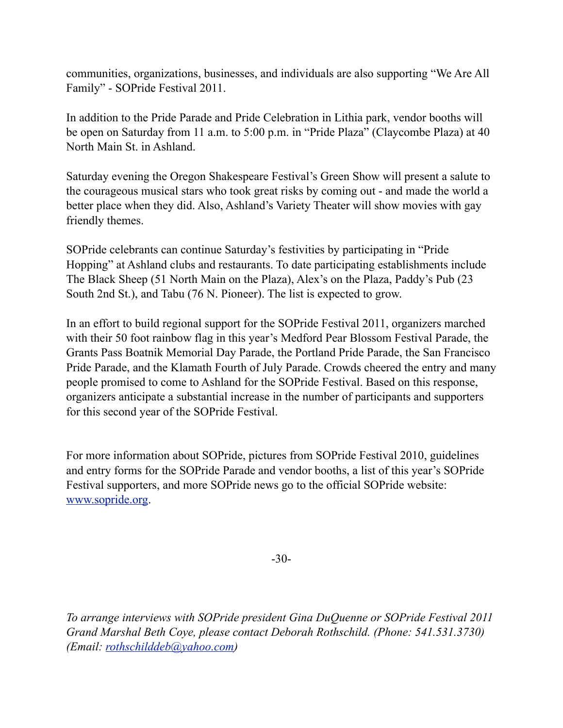communities, organizations, businesses, and individuals are also supporting "We Are All Family" - SOPride Festival 2011.

In addition to the Pride Parade and Pride Celebration in Lithia park, vendor booths will be open on Saturday from 11 a.m. to 5:00 p.m. in "Pride Plaza" (Claycombe Plaza) at 40 North Main St. in Ashland.

Saturday evening the Oregon Shakespeare Festival's Green Show will present a salute to the courageous musical stars who took great risks by coming out - and made the world a better place when they did. Also, Ashland's Variety Theater will show movies with gay friendly themes.

SOPride celebrants can continue Saturday's festivities by participating in "Pride Hopping" at Ashland clubs and restaurants. To date participating establishments include The Black Sheep (51 North Main on the Plaza), Alex's on the Plaza, Paddy's Pub (23 South 2nd St.), and Tabu (76 N. Pioneer). The list is expected to grow.

In an effort to build regional support for the SOPride Festival 2011, organizers marched with their 50 foot rainbow flag in this year's Medford Pear Blossom Festival Parade, the Grants Pass Boatnik Memorial Day Parade, the Portland Pride Parade, the San Francisco Pride Parade, and the Klamath Fourth of July Parade. Crowds cheered the entry and many people promised to come to Ashland for the SOPride Festival. Based on this response, organizers anticipate a substantial increase in the number of participants and supporters for this second year of the SOPride Festival.

For more information about SOPride, pictures from SOPride Festival 2010, guidelines and entry forms for the SOPride Parade and vendor booths, a list of this year's SOPride Festival supporters, and more SOPride news go to the official SOPride website: [www.sopride.org](http://www.sopride.org).

-30-

*To arrange interviews with SOPride president Gina DuQuenne or SOPride Festival 2011 Grand Marshal Beth Coye, please contact Deborah Rothschild. (Phone: 541.531.3730) (Email: [rothschilddeb@yahoo.com](mailto:rothschilddeb@yahoo.com))*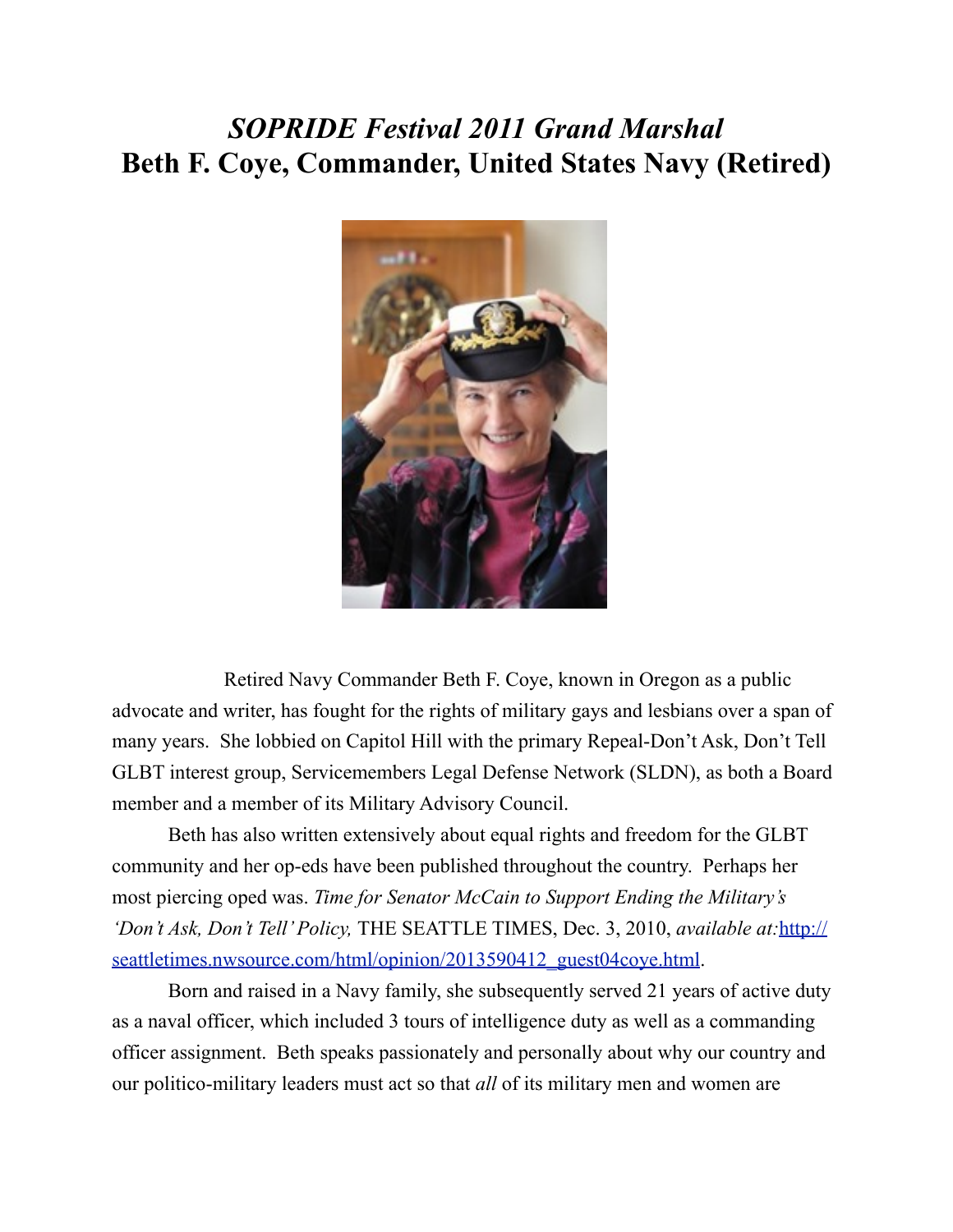# *SOPRIDE Festival 2011 Grand Marshal*
# Beth F. Coye, Commander, United States Navy (Retired)

Retired Navy Commander Beth F. Coye, known in Oregon as a public advocate and writer, has fought for the rights of military gays and lesbians over a span of many years. She lobbied on Capitol Hill with the primary Repeal-Don't Ask, Don't Tell GLBT interest group, Servicemembers Legal Defense Network (SLDN), as both a Board member and a member of its Military Advisory Council.

Beth has also written extensively about equal rights and freedom for the GLBT community and her op-eds have been published throughout the country. Perhaps her most piercing oped was. *Time for Senator McCain to Support Ending the Military's 'Don't Ask, Don't Tell' Policy,* THE SEATTLE TIMES, Dec. 3, 2010, *available at:*[http://seattletimes.nwsource.com/html/opinion/2013590412_guest04coye.html](http://seattletimes.nwsource.com/html/opinion/2013590412_guest04coye.html).

Born and raised in a Navy family, she subsequently served 21 years of active duty as a naval officer, which included 3 tours of intelligence duty as well as a commanding officer assignment. Beth speaks passionately and personally about why our country and our politico-military leaders must act so that *all* of its military men and women are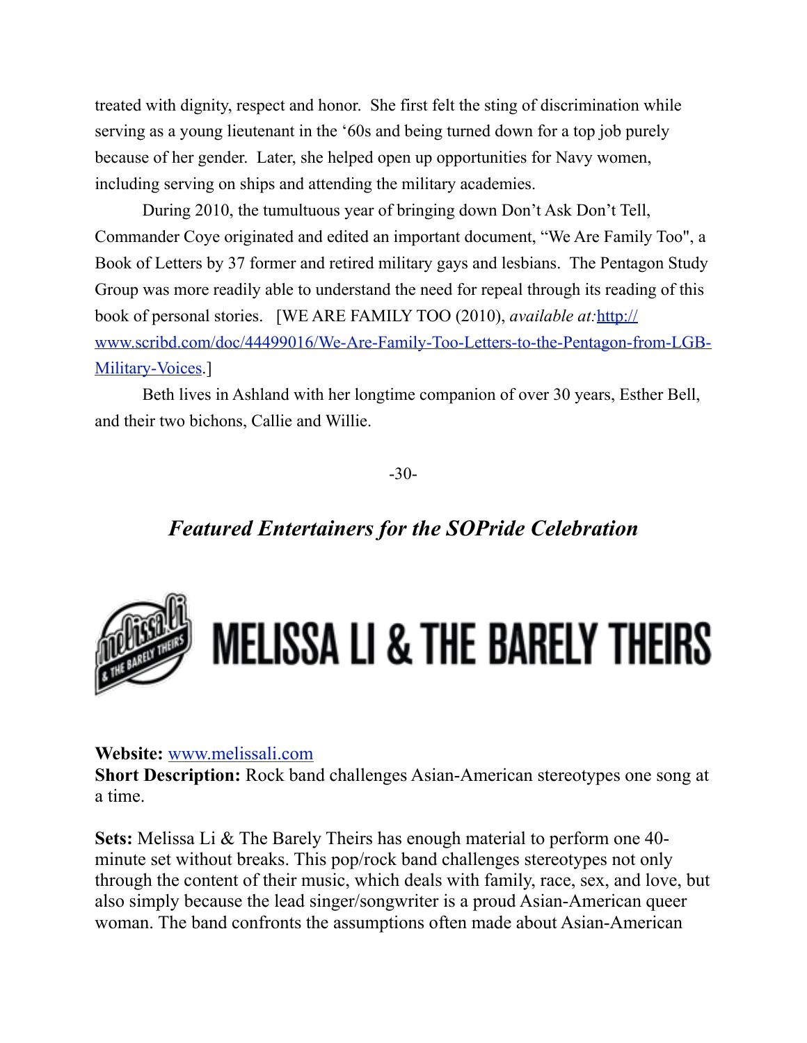treated with dignity, respect and honor. She first felt the sting of discrimination while serving as a young lieutenant in the '60s and being turned down for a top job purely because of her gender. Later, she helped open up opportunities for Navy women, including serving on ships and attending the military academies.

During 2010, the tumultuous year of bringing down Don't Ask Don't Tell, Commander Coye originated and edited an important document, "We Are Family Too", a Book of Letters by 37 former and retired military gays and lesbians. The Pentagon Study Group was more readily able to understand the need for repeal through its reading of this book of personal stories. [WE ARE FAMILY TOO (2010), *available at:* [http://www.scribd.com/doc/44499016/We-Are-Family-Too-Letters-to-the-Pentagon-from-LGB-Military-Voices](http://www.scribd.com/doc/44499016/We-Are-Family-Too-Letters-to-the-Pentagon-from-LGB-Military-Voices).]

Beth lives in Ashland with her longtime companion of over 30 years, Esther Bell, and their two bichons, Callie and Willie.

-30-

## *Featured Entertainers for the SOPride Celebration*

# MELISSA LI & THE BARELY THEIRS

**Website:** [www.melissali.com](http://www.melissali.com)
**Short Description:** Rock band challenges Asian-American stereotypes one song at a time.

**Sets:** Melissa Li & The Barely Theirs has enough material to perform one 40-minute set without breaks. This pop/rock band challenges stereotypes not only through the content of their music, which deals with family, race, sex, and love, but also simply because the lead singer/songwriter is a proud Asian-American queer woman. The band confronts the assumptions often made about Asian-American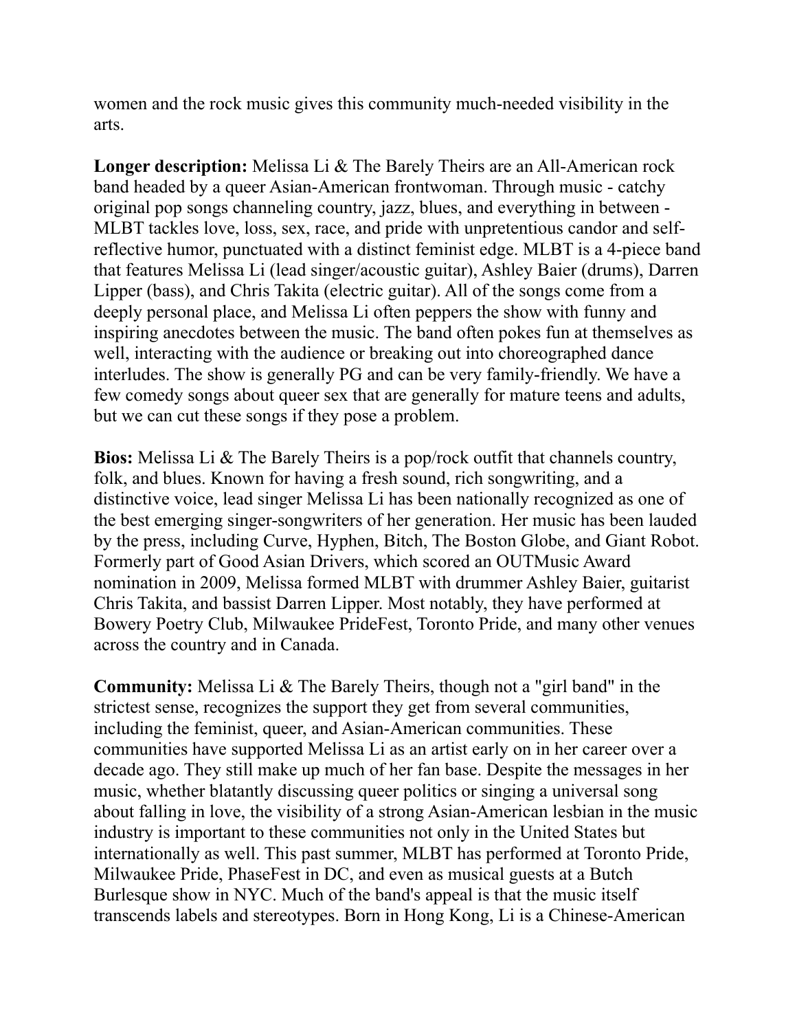women and the rock music gives this community much-needed visibility in the arts.

**Longer description:** Melissa Li & The Barely Theirs are an All-American rock band headed by a queer Asian-American frontwoman. Through music - catchy original pop songs channeling country, jazz, blues, and everything in between - MLBT tackles love, loss, sex, race, and pride with unpretentious candor and self-reflective humor, punctuated with a distinct feminist edge. MLBT is a 4-piece band that features Melissa Li (lead singer/acoustic guitar), Ashley Baier (drums), Darren Lipper (bass), and Chris Takita (electric guitar). All of the songs come from a deeply personal place, and Melissa Li often peppers the show with funny and inspiring anecdotes between the music. The band often pokes fun at themselves as well, interacting with the audience or breaking out into choreographed dance interludes. The show is generally PG and can be very family-friendly. We have a few comedy songs about queer sex that are generally for mature teens and adults, but we can cut these songs if they pose a problem.

**Bios:** Melissa Li & The Barely Theirs is a pop/rock outfit that channels country, folk, and blues. Known for having a fresh sound, rich songwriting, and a distinctive voice, lead singer Melissa Li has been nationally recognized as one of the best emerging singer-songwriters of her generation. Her music has been lauded by the press, including Curve, Hyphen, Bitch, The Boston Globe, and Giant Robot. Formerly part of Good Asian Drivers, which scored an OUTMusic Award nomination in 2009, Melissa formed MLBT with drummer Ashley Baier, guitarist Chris Takita, and bassist Darren Lipper. Most notably, they have performed at Bowery Poetry Club, Milwaukee PrideFest, Toronto Pride, and many other venues across the country and in Canada.

**Community:** Melissa Li & The Barely Theirs, though not a "girl band" in the strictest sense, recognizes the support they get from several communities, including the feminist, queer, and Asian-American communities. These communities have supported Melissa Li as an artist early on in her career over a decade ago. They still make up much of her fan base. Despite the messages in her music, whether blatantly discussing queer politics or singing a universal song about falling in love, the visibility of a strong Asian-American lesbian in the music industry is important to these communities not only in the United States but internationally as well. This past summer, MLBT has performed at Toronto Pride, Milwaukee Pride, PhaseFest in DC, and even as musical guests at a Butch Burlesque show in NYC. Much of the band's appeal is that the music itself transcends labels and stereotypes. Born in Hong Kong, Li is a Chinese-American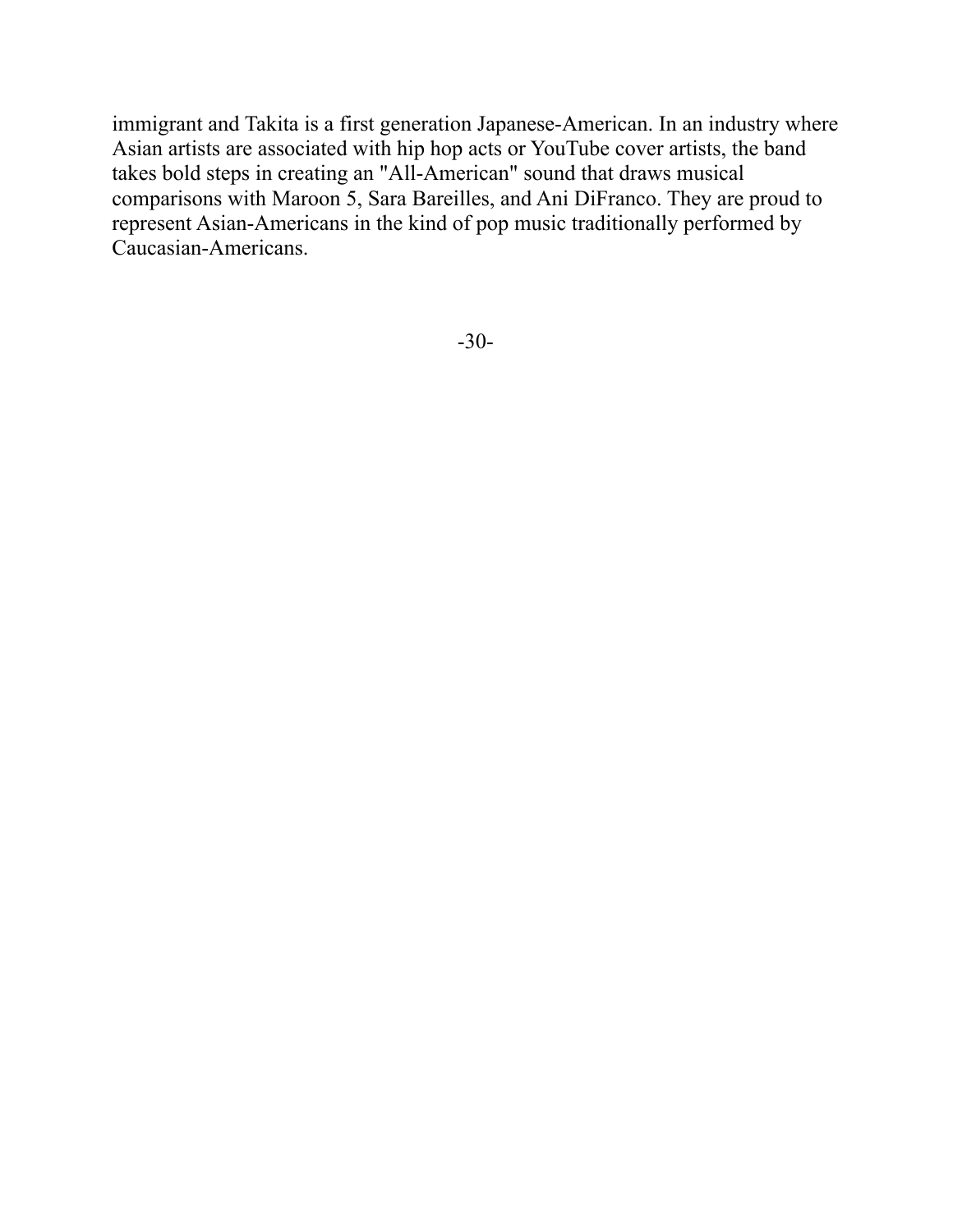immigrant and Takita is a first generation Japanese-American. In an industry where Asian artists are associated with hip hop acts or YouTube cover artists, the band takes bold steps in creating an "All-American" sound that draws musical comparisons with Maroon 5, Sara Bareilles, and Ani DiFranco. They are proud to represent Asian-Americans in the kind of pop music traditionally performed by Caucasian-Americans.

-30-